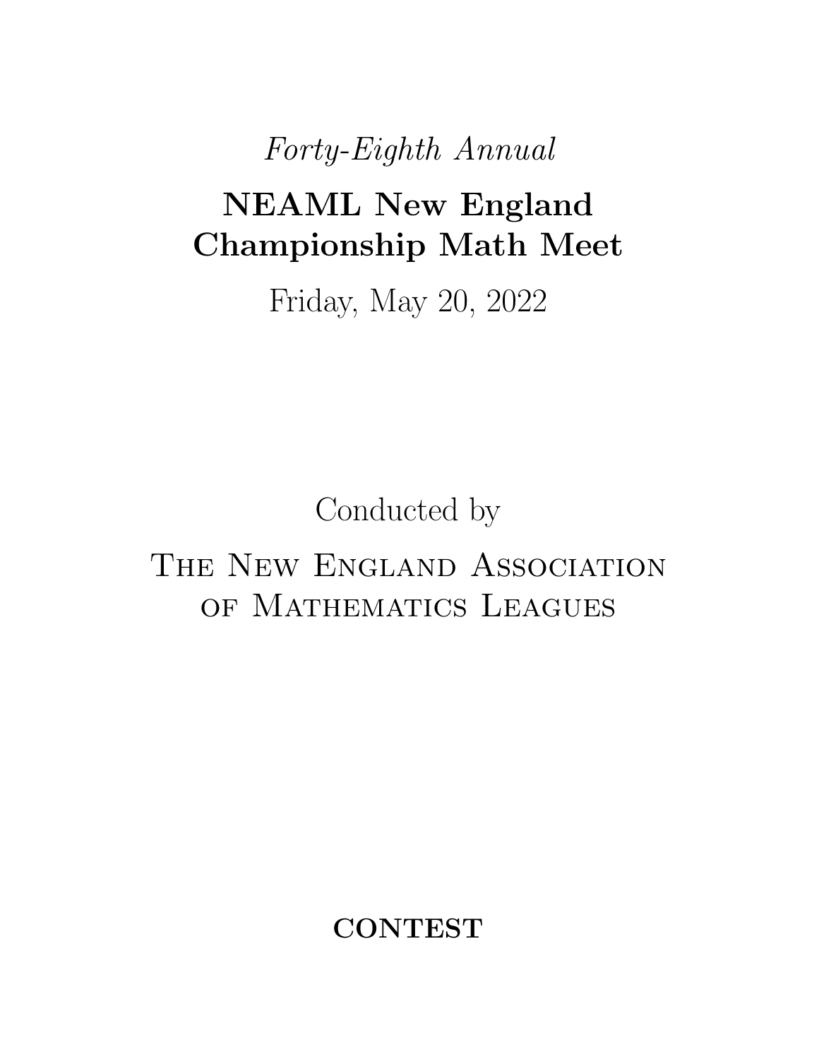*Forty-Eighth Annual*

# NEAML New England Championship Math Meet

Friday, May 20, 2022

Conducted by

The New England Association of Mathematics Leagues

**CONTEST**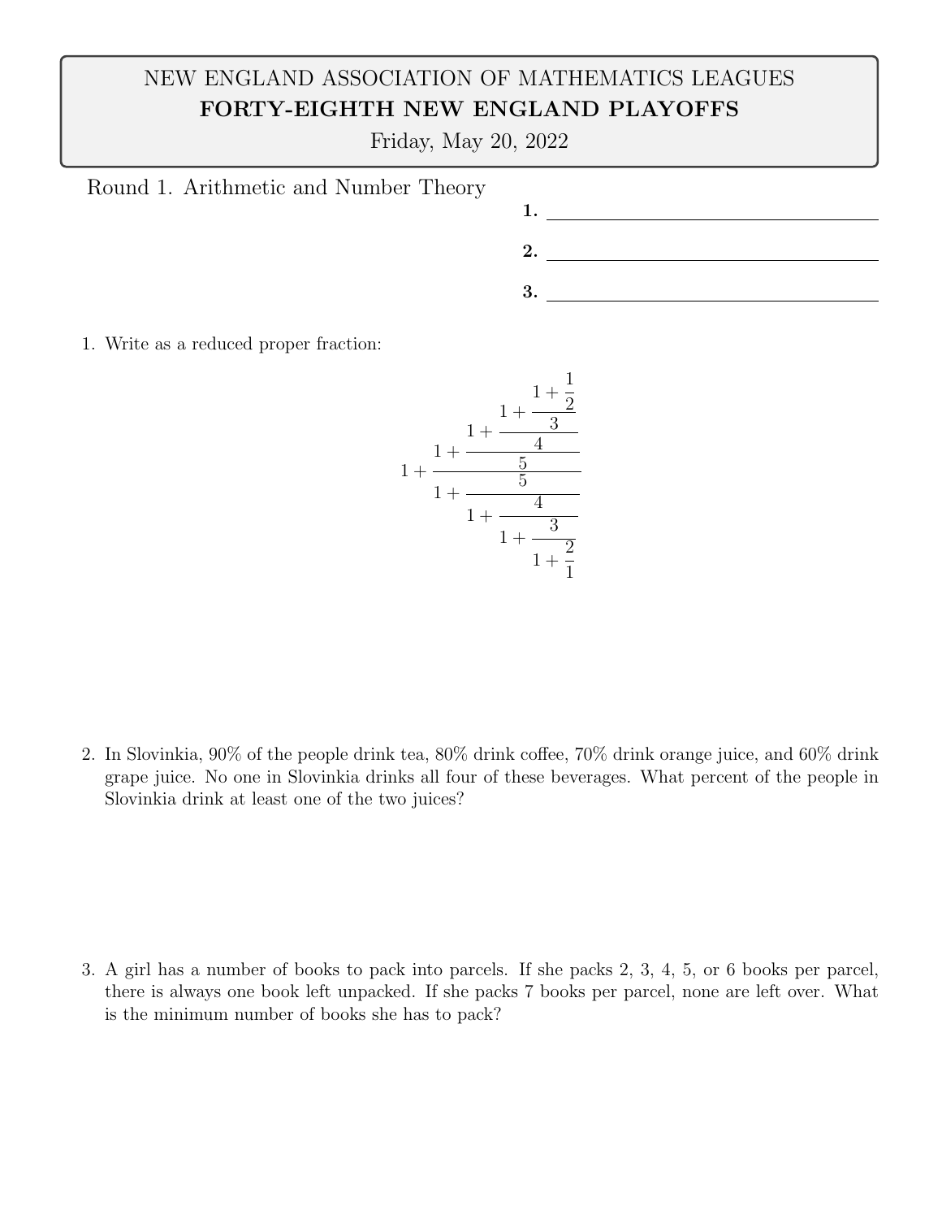NEW ENGLAND ASSOCIATION OF MATHEMATICS LEAGUES

**FORTY-EIGHTH NEW ENGLAND PLAYOFFS**

Friday, May 20, 2022

## Round 1. Arithmetic and Number Theory

**1.** ______________________

**2.** ______________________

**3.** ______________________

1. Write as a reduced proper fraction:

$$1 + \cfrac{1 + \cfrac{1 + \cfrac{1 + \cfrac{1 + \frac{1}{2}}{3}}{4}}{5}}{1 + \cfrac{5}{1 + \cfrac{4}{1 + \cfrac{3}{1 + \frac{2}{1}}}}}$$

2. In Slovinkia, 90% of the people drink tea, 80% drink coffee, 70% drink orange juice, and 60% drink grape juice. No one in Slovinkia drinks all four of these beverages. What percent of the people in Slovinkia drink at least one of the two juices?

3. A girl has a number of books to pack into parcels. If she packs 2, 3, 4, 5, or 6 books per parcel, there is always one book left unpacked. If she packs 7 books per parcel, none are left over. What is the minimum number of books she has to pack?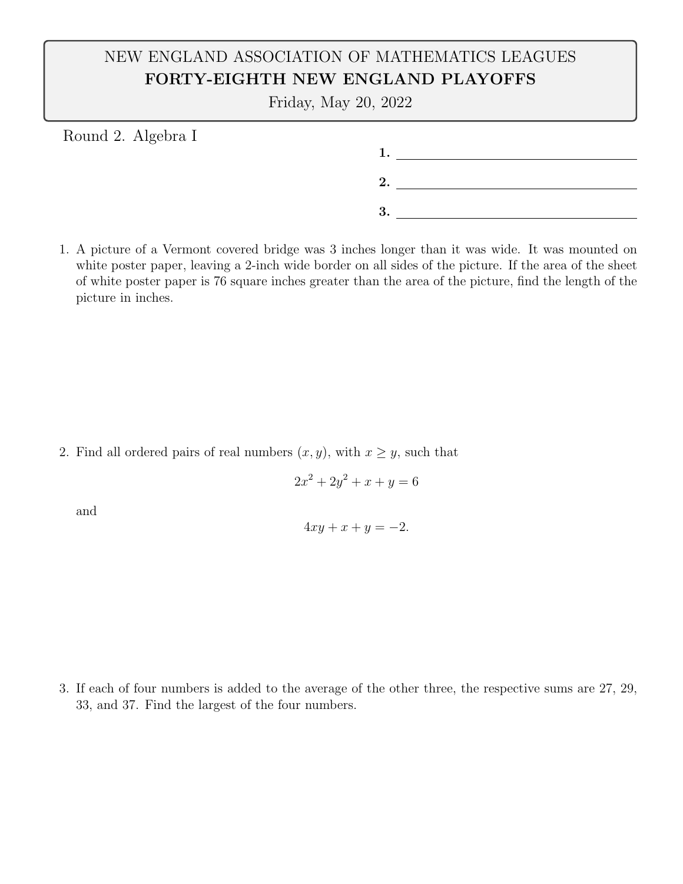NEW ENGLAND ASSOCIATION OF MATHEMATICS LEAGUES

**FORTY-EIGHTH NEW ENGLAND PLAYOFFS**

Friday, May 20, 2022

Round 2. Algebra I

**1.** ____________________

**2.** ____________________

**3.** ____________________

1. A picture of a Vermont covered bridge was 3 inches longer than it was wide. It was mounted on white poster paper, leaving a 2-inch wide border on all sides of the picture. If the area of the sheet of white poster paper is 76 square inches greater than the area of the picture, find the length of the picture in inches.

2. Find all ordered pairs of real numbers $(x, y)$, with $x \geq y$, such that

$$2x^2 + 2y^2 + x + y = 6$$

and

$$4xy + x + y = -2.$$

3. If each of four numbers is added to the average of the other three, the respective sums are 27, 29, 33, and 37. Find the largest of the four numbers.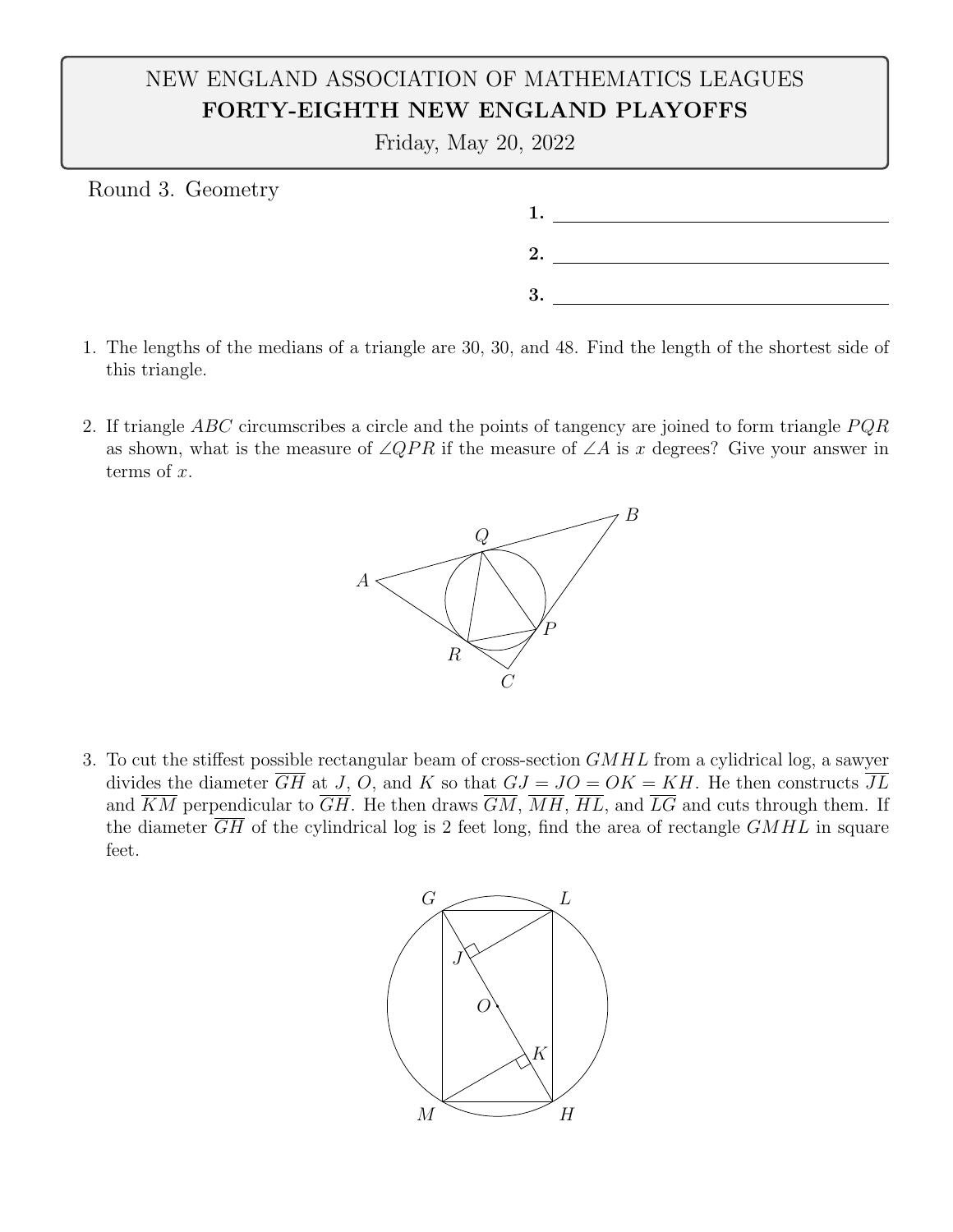NEW ENGLAND ASSOCIATION OF MATHEMATICS LEAGUES

**FORTY-EIGHTH NEW ENGLAND PLAYOFFS**

Friday, May 20, 2022

Round 3. Geometry

**1.** \_\_\_\_\_\_\_\_\_\_\_\_\_\_\_\_\_\_\_\_

**2.** \_\_\_\_\_\_\_\_\_\_\_\_\_\_\_\_\_\_\_\_

**3.** \_\_\_\_\_\_\_\_\_\_\_\_\_\_\_\_\_\_\_\_

1. The lengths of the medians of a triangle are 30, 30, and 48. Find the length of the shortest side of this triangle.

2. If triangle $ABC$ circumscribes a circle and the points of tangency are joined to form triangle $PQR$ as shown, what is the measure of $\angle QPR$ if the measure of $\angle A$ is $x$ degrees? Give your answer in terms of $x$.

3. To cut the stiffest possible rectangular beam of cross-section $GMHL$ from a cylidrical log, a sawyer divides the diameter $\overline{GH}$ at $J$, $O$, and $K$ so that $GJ = JO = OK = KH$. He then constructs $\overline{JL}$ and $\overline{KM}$ perpendicular to $\overline{GH}$. He then draws $\overline{GM}$, $\overline{MH}$, $\overline{HL}$, and $\overline{LG}$ and cuts through them. If the diameter $\overline{GH}$ of the cylindrical log is 2 feet long, find the area of rectangle $GMHL$ in square feet.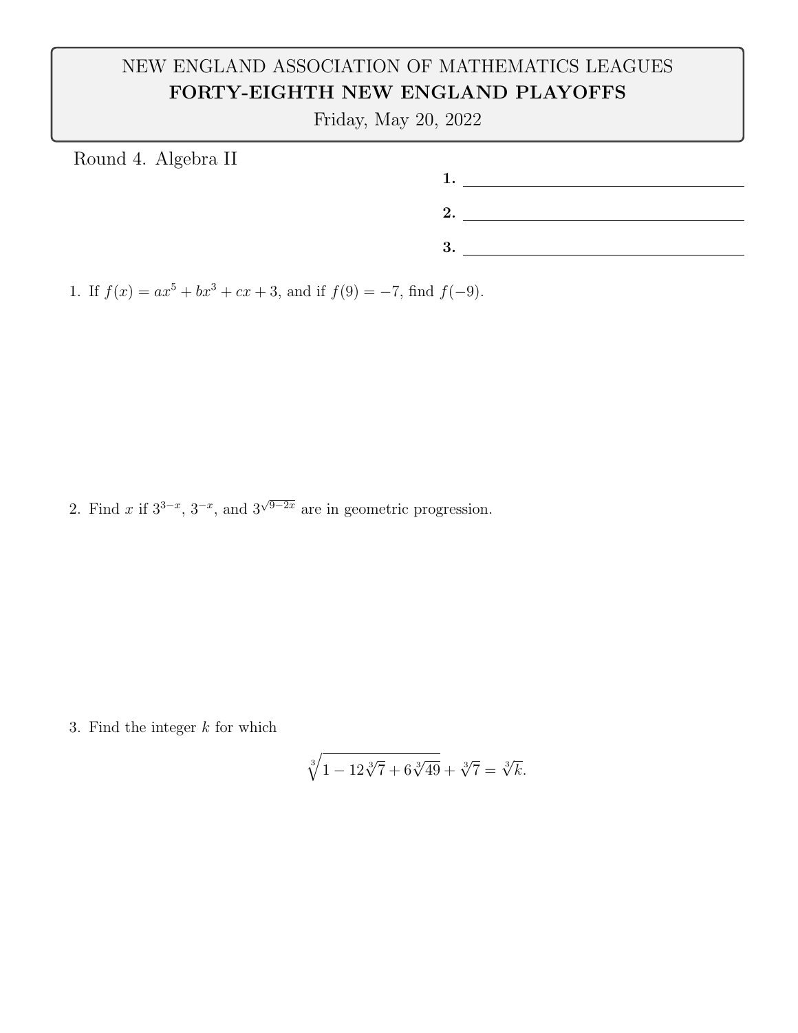NEW ENGLAND ASSOCIATION OF MATHEMATICS LEAGUES

**FORTY-EIGHTH NEW ENGLAND PLAYOFFS**

Friday, May 20, 2022

Round 4. Algebra II

**1.** ____________________

**2.** ____________________

**3.** ____________________

1. If $f(x) = ax^5 + bx^3 + cx + 3$, and if $f(9) = -7$, find $f(-9)$.

2. Find $x$ if $3^{3-x}$, $3^{-x}$, and $3^{\sqrt{9-2x}}$ are in geometric progression.

3. Find the integer $k$ for which

$$\sqrt[3]{1 - 12\sqrt[3]{7} + 6\sqrt[3]{49}} + \sqrt[3]{7} = \sqrt[3]{k}.$$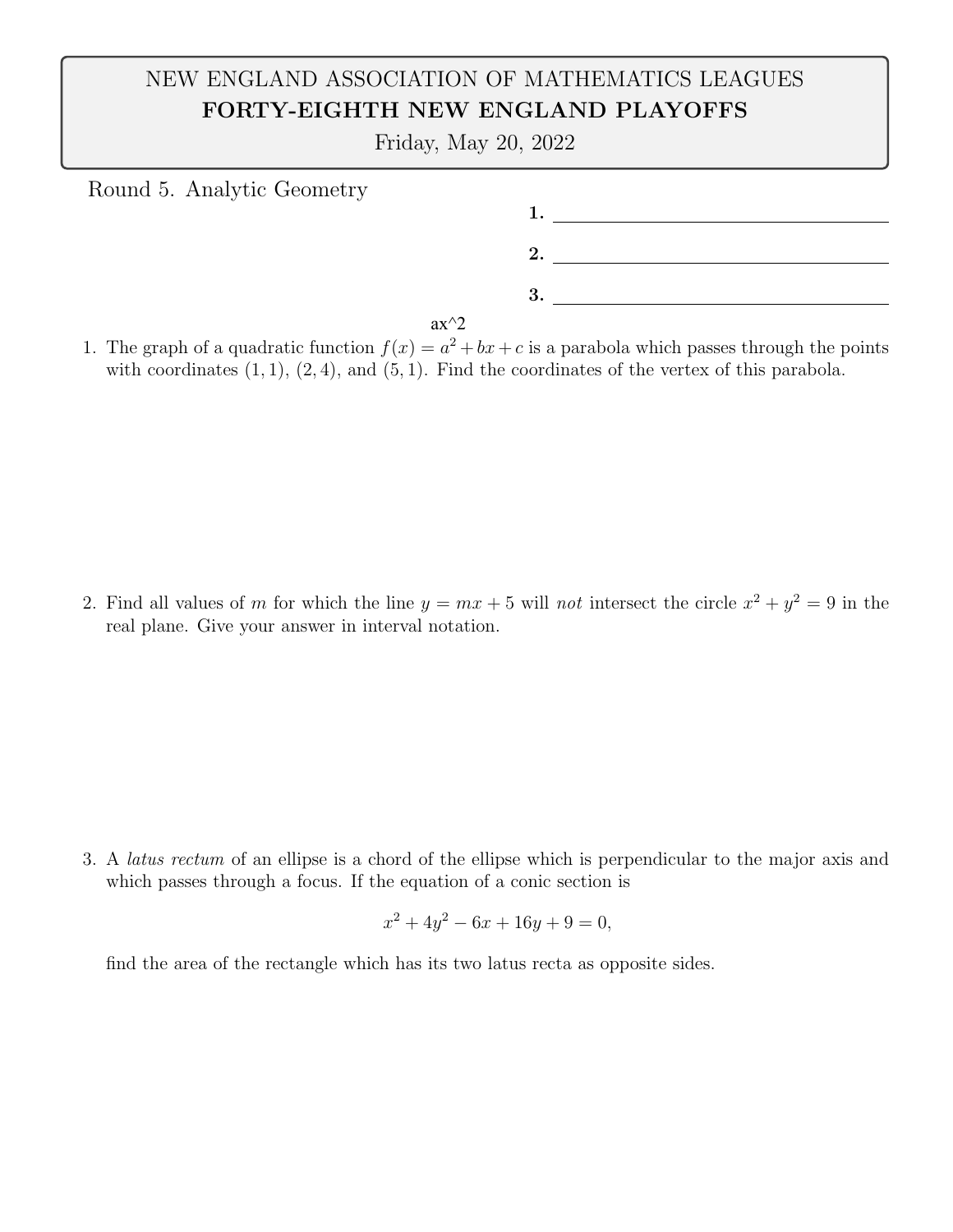NEW ENGLAND ASSOCIATION OF MATHEMATICS LEAGUES

**FORTY-EIGHTH NEW ENGLAND PLAYOFFS**

Friday, May 20, 2022

Round 5. Analytic Geometry

**1.** ______________________

**2.** ______________________

**3.** ______________________

ax^2

1. The graph of a quadratic function $f(x) = a^2 + bx + c$ is a parabola which passes through the points with coordinates $(1, 1)$, $(2, 4)$, and $(5, 1)$. Find the coordinates of the vertex of this parabola.

2. Find all values of $m$ for which the line $y = mx + 5$ will *not* intersect the circle $x^2 + y^2 = 9$ in the real plane. Give your answer in interval notation.

3. A *latus rectum* of an ellipse is a chord of the ellipse which is perpendicular to the major axis and which passes through a focus. If the equation of a conic section is

$$x^2 + 4y^2 - 6x + 16y + 9 = 0,$$

find the area of the rectangle which has its two latus recta as opposite sides.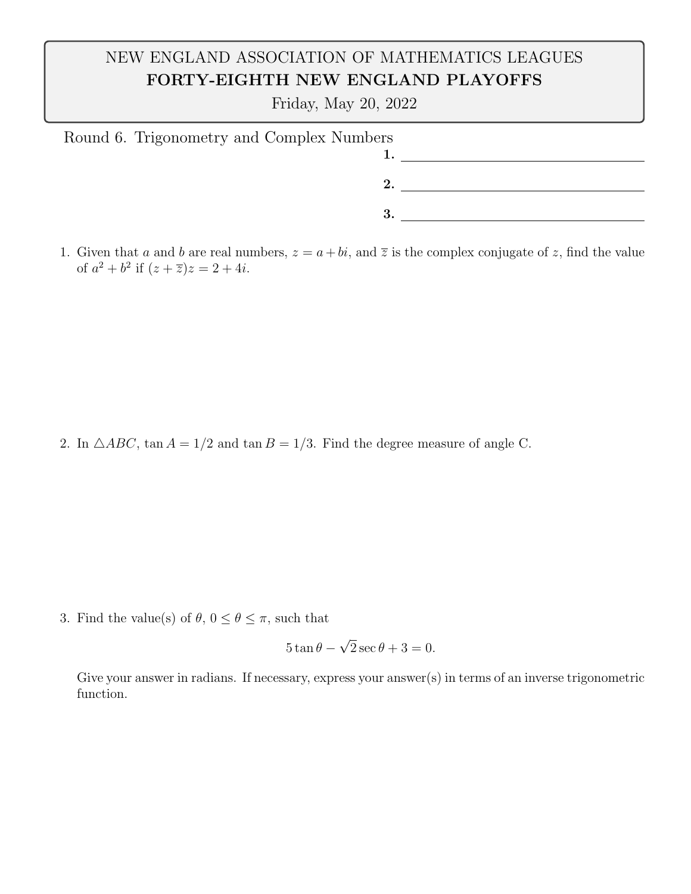NEW ENGLAND ASSOCIATION OF MATHEMATICS LEAGUES

**FORTY-EIGHTH NEW ENGLAND PLAYOFFS**

Friday, May 20, 2022

Round 6. Trigonometry and Complex Numbers

**1.** ____________________

**2.** ____________________

**3.** ____________________

1. Given that $a$ and $b$ are real numbers, $z = a + bi$, and $\overline{z}$ is the complex conjugate of $z$, find the value of $a^2 + b^2$ if $(z + \overline{z})z = 2 + 4i$.

2. In $\triangle ABC$, $\tan A = 1/2$ and $\tan B = 1/3$. Find the degree measure of angle C.

3. Find the value(s) of $\theta$, $0 \leq \theta \leq \pi$, such that

$$5 \tan\theta - \sqrt{2} \sec\theta + 3 = 0.$$

Give your answer in radians. If necessary, express your answer(s) in terms of an inverse trigonometric function.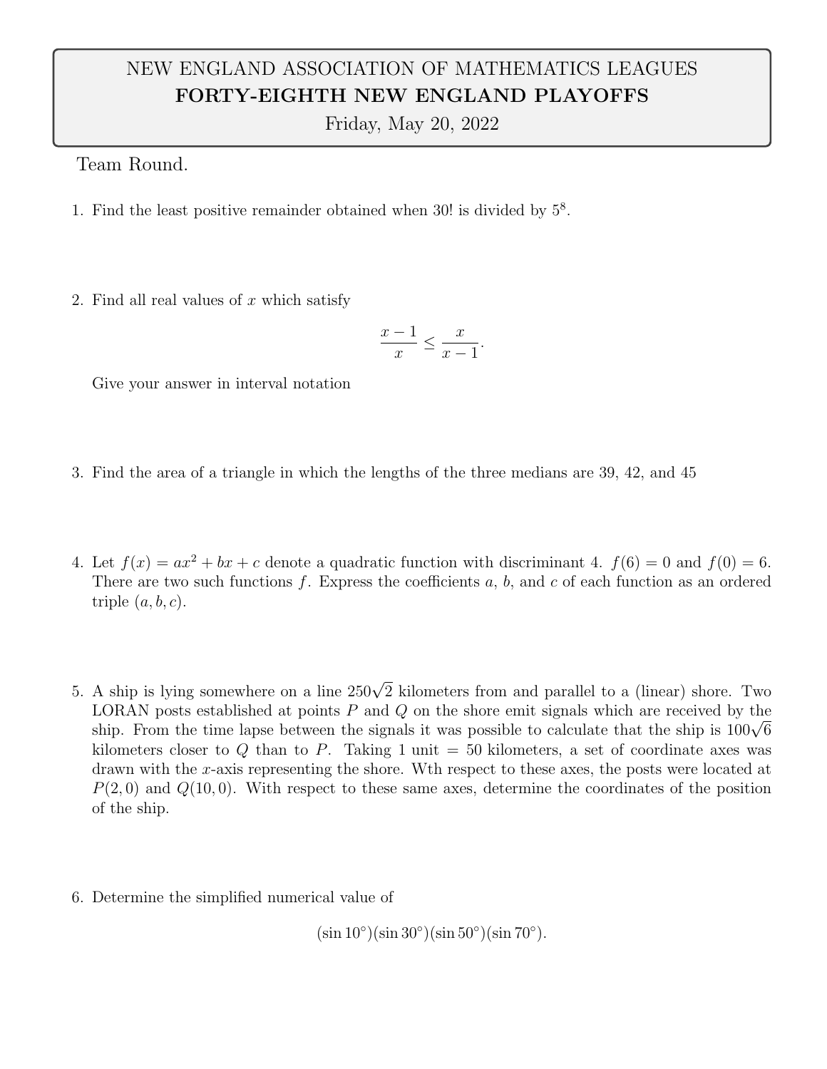NEW ENGLAND ASSOCIATION OF MATHEMATICS LEAGUES

**FORTY-EIGHTH NEW ENGLAND PLAYOFFS**

Friday, May 20, 2022

Team Round.

1. Find the least positive remainder obtained when 30! is divided by $5^8$.

2. Find all real values of $x$ which satisfy

$$\frac{x-1}{x} \leq \frac{x}{x-1}.$$

   Give your answer in interval notation

3. Find the area of a triangle in which the lengths of the three medians are 39, 42, and 45

4. Let $f(x) = ax^2 + bx + c$ denote a quadratic function with discriminant 4. $f(6) = 0$ and $f(0) = 6$. There are two such functions $f$. Express the coefficients $a$, $b$, and $c$ of each function as an ordered triple $(a, b, c)$.

5. A ship is lying somewhere on a line $250\sqrt{2}$ kilometers from and parallel to a (linear) shore. Two LORAN posts established at points $P$ and $Q$ on the shore emit signals which are received by the ship. From the time lapse between the signals it was possible to calculate that the ship is $100\sqrt{6}$ kilometers closer to $Q$ than to $P$. Taking 1 unit = 50 kilometers, a set of coordinate axes was drawn with the $x$-axis representing the shore. Wth respect to these axes, the posts were located at $P(2, 0)$ and $Q(10, 0)$. With respect to these same axes, determine the coordinates of the position of the ship.

6. Determine the simplified numerical value of

$$(\sin 10^\circ)(\sin 30^\circ)(\sin 50^\circ)(\sin 70^\circ).$$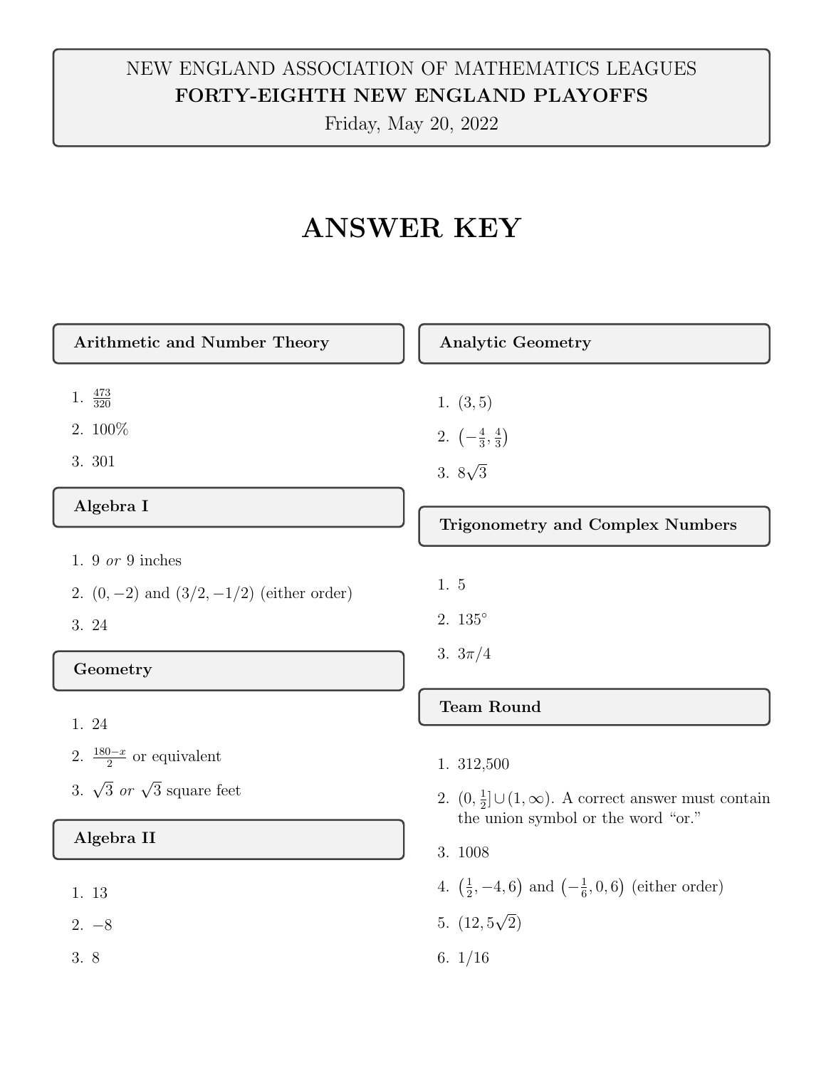NEW ENGLAND ASSOCIATION OF MATHEMATICS LEAGUES

**FORTY-EIGHTH NEW ENGLAND PLAYOFFS**

Friday, May 20, 2022

# ANSWER KEY

### Arithmetic and Number Theory

1. $\frac{473}{320}$
2. 100%
3. 301

### Algebra I

1. 9 *or* 9 inches
2. $(0, -2)$ and $(3/2, -1/2)$ (either order)
3. 24

### Geometry

1. 24
2. $\frac{180-x}{2}$ or equivalent
3. $\sqrt{3}$ *or* $\sqrt{3}$ square feet

### Algebra II

1. 13
2. $-8$
3. 8

### Analytic Geometry

1. $(3, 5)$
2. $\left(-\frac{4}{3}, \frac{4}{3}\right)$
3. $8\sqrt{3}$

### Trigonometry and Complex Numbers

1. 5
2. $135°$
3. $3\pi/4$

### Team Round

1. 312,500
2. $(0, \frac{1}{2}] \cup (1, \infty)$. A correct answer must contain the union symbol or the word "or."
3. 1008
4. $\left(\frac{1}{2}, -4, 6\right)$ and $\left(-\frac{1}{6}, 0, 6\right)$ (either order)
5. $(12, 5\sqrt{2})$
6. $1/16$